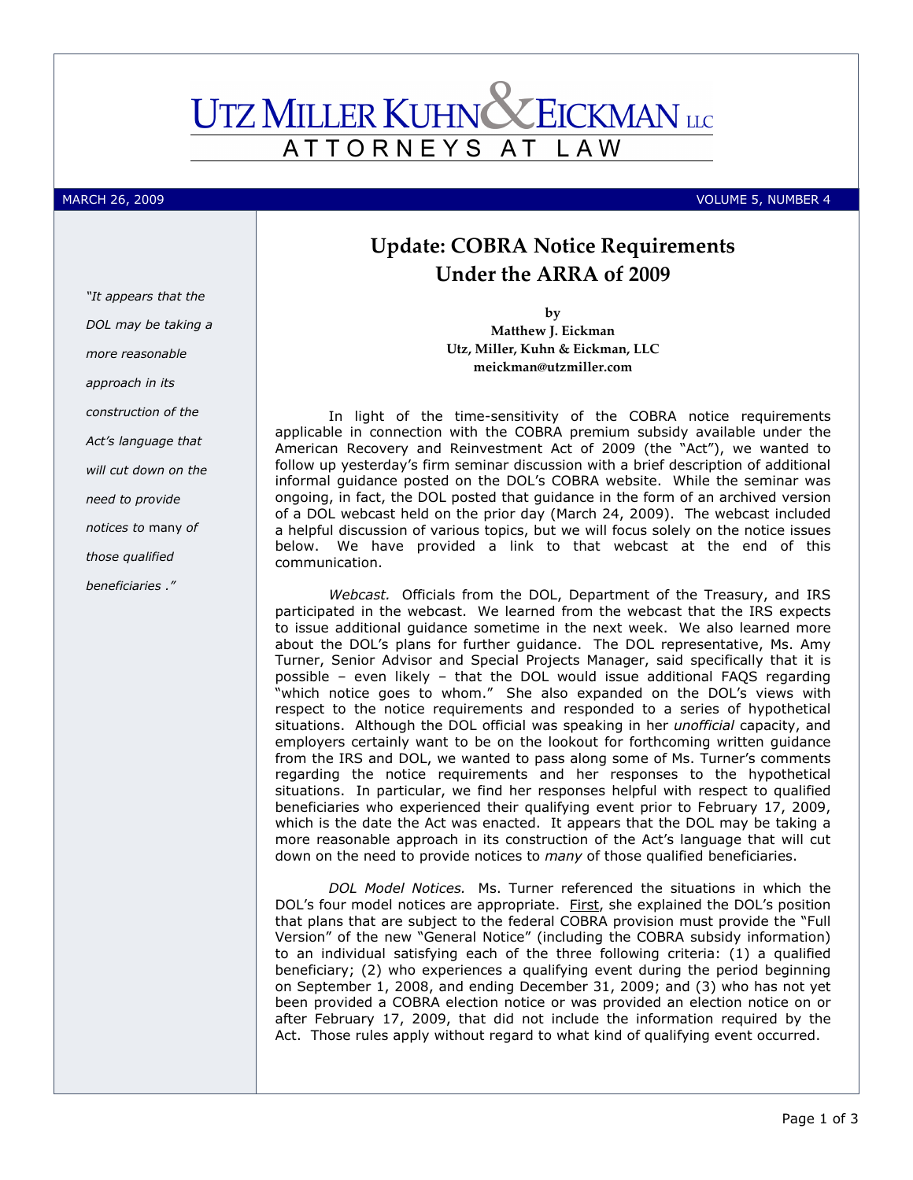# UTZ MILLER KUHN & EICKMAN LLC

ATTORNEYS AT LAW

MARCH 26, 2009 VOLUME 5, NUMBER 4

*"It appears that the DOL may be taking a more reasonable approach in its construction of the Act's language that will cut down on the need to provide notices to* many *of those qualified beneficiaries ."*

## Update: COBRA Notice Requirements Under the ARRA of 2009

**by**
**Matthew J. Eickman**
**Utz, Miller, Kuhn & Eickman, LLC**
**meickman@utzmiller.com**

In light of the time-sensitivity of the COBRA notice requirements applicable in connection with the COBRA premium subsidy available under the American Recovery and Reinvestment Act of 2009 (the "Act"), we wanted to follow up yesterday's firm seminar discussion with a brief description of additional informal guidance posted on the DOL's COBRA website. While the seminar was ongoing, in fact, the DOL posted that guidance in the form of an archived version of a DOL webcast held on the prior day (March 24, 2009). The webcast included a helpful discussion of various topics, but we will focus solely on the notice issues below. We have provided a link to that webcast at the end of this communication.

*Webcast.* Officials from the DOL, Department of the Treasury, and IRS participated in the webcast. We learned from the webcast that the IRS expects to issue additional guidance sometime in the next week. We also learned more about the DOL's plans for further guidance. The DOL representative, Ms. Amy Turner, Senior Advisor and Special Projects Manager, said specifically that it is possible – even likely – that the DOL would issue additional FAQS regarding "which notice goes to whom." She also expanded on the DOL's views with respect to the notice requirements and responded to a series of hypothetical situations. Although the DOL official was speaking in her *unofficial* capacity, and employers certainly want to be on the lookout for forthcoming written guidance from the IRS and DOL, we wanted to pass along some of Ms. Turner's comments regarding the notice requirements and her responses to the hypothetical situations. In particular, we find her responses helpful with respect to qualified beneficiaries who experienced their qualifying event prior to February 17, 2009, which is the date the Act was enacted. It appears that the DOL may be taking a more reasonable approach in its construction of the Act's language that will cut down on the need to provide notices to *many* of those qualified beneficiaries.

*DOL Model Notices.* Ms. Turner referenced the situations in which the DOL's four model notices are appropriate. First, she explained the DOL's position that plans that are subject to the federal COBRA provision must provide the "Full Version" of the new "General Notice" (including the COBRA subsidy information) to an individual satisfying each of the three following criteria: (1) a qualified beneficiary; (2) who experiences a qualifying event during the period beginning on September 1, 2008, and ending December 31, 2009; and (3) who has not yet been provided a COBRA election notice or was provided an election notice on or after February 17, 2009, that did not include the information required by the Act. Those rules apply without regard to what kind of qualifying event occurred.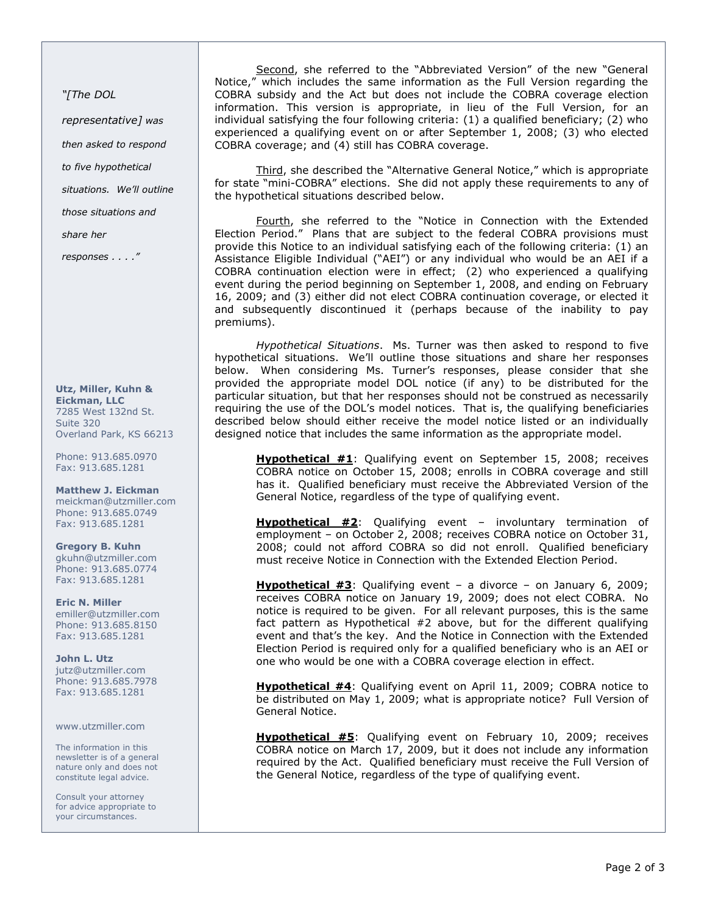*"[The DOL representative] was then asked to respond to five hypothetical situations. We'll outline those situations and share her responses . . . ."*

**Utz, Miller, Kuhn & Eickman, LLC**
7285 West 132nd St.
Suite 320
Overland Park, KS 66213

Phone: 913.685.0970
Fax: 913.685.1281

**Matthew J. Eickman**
meickman@utzmiller.com
Phone: 913.685.0749
Fax: 913.685.1281

**Gregory B. Kuhn**
gkuhn@utzmiller.com
Phone: 913.685.0774
Fax: 913.685.1281

**Eric N. Miller**
emiller@utzmiller.com
Phone: 913.685.8150
Fax: 913.685.1281

**John L. Utz**
jutz@utzmiller.com
Phone: 913.685.7978
Fax: 913.685.1281

www.utzmiller.com

The information in this newsletter is of a general nature only and does not constitute legal advice.

Consult your attorney for advice appropriate to your circumstances.

Second, she referred to the "Abbreviated Version" of the new "General Notice," which includes the same information as the Full Version regarding the COBRA subsidy and the Act but does not include the COBRA coverage election information. This version is appropriate, in lieu of the Full Version, for an individual satisfying the four following criteria: (1) a qualified beneficiary; (2) who experienced a qualifying event on or after September 1, 2008; (3) who elected COBRA coverage; and (4) still has COBRA coverage.

Third, she described the "Alternative General Notice," which is appropriate for state "mini-COBRA" elections. She did not apply these requirements to any of the hypothetical situations described below.

Fourth, she referred to the "Notice in Connection with the Extended Election Period." Plans that are subject to the federal COBRA provisions must provide this Notice to an individual satisfying each of the following criteria: (1) an Assistance Eligible Individual ("AEI") or any individual who would be an AEI if a COBRA continuation election were in effect; (2) who experienced a qualifying event during the period beginning on September 1, 2008, and ending on February 16, 2009; and (3) either did not elect COBRA continuation coverage, or elected it and subsequently discontinued it (perhaps because of the inability to pay premiums).

*Hypothetical Situations*. Ms. Turner was then asked to respond to five hypothetical situations. We'll outline those situations and share her responses below. When considering Ms. Turner's responses, please consider that she provided the appropriate model DOL notice (if any) to be distributed for the particular situation, but that her responses should not be construed as necessarily requiring the use of the DOL's model notices. That is, the qualifying beneficiaries described below should either receive the model notice listed or an individually designed notice that includes the same information as the appropriate model.

> **Hypothetical #1**: Qualifying event on September 15, 2008; receives COBRA notice on October 15, 2008; enrolls in COBRA coverage and still has it. Qualified beneficiary must receive the Abbreviated Version of the General Notice, regardless of the type of qualifying event.
>
> **Hypothetical #2**: Qualifying event – involuntary termination of employment – on October 2, 2008; receives COBRA notice on October 31, 2008; could not afford COBRA so did not enroll. Qualified beneficiary must receive Notice in Connection with the Extended Election Period.
>
> **Hypothetical #3**: Qualifying event – a divorce – on January 6, 2009; receives COBRA notice on January 19, 2009; does not elect COBRA. No notice is required to be given. For all relevant purposes, this is the same fact pattern as Hypothetical #2 above, but for the different qualifying event and that's the key. And the Notice in Connection with the Extended Election Period is required only for a qualified beneficiary who is an AEI or one who would be one with a COBRA coverage election in effect.
>
> **Hypothetical #4**: Qualifying event on April 11, 2009; COBRA notice to be distributed on May 1, 2009; what is appropriate notice? Full Version of General Notice.
>
> **Hypothetical #5**: Qualifying event on February 10, 2009; receives COBRA notice on March 17, 2009, but it does not include any information required by the Act. Qualified beneficiary must receive the Full Version of the General Notice, regardless of the type of qualifying event.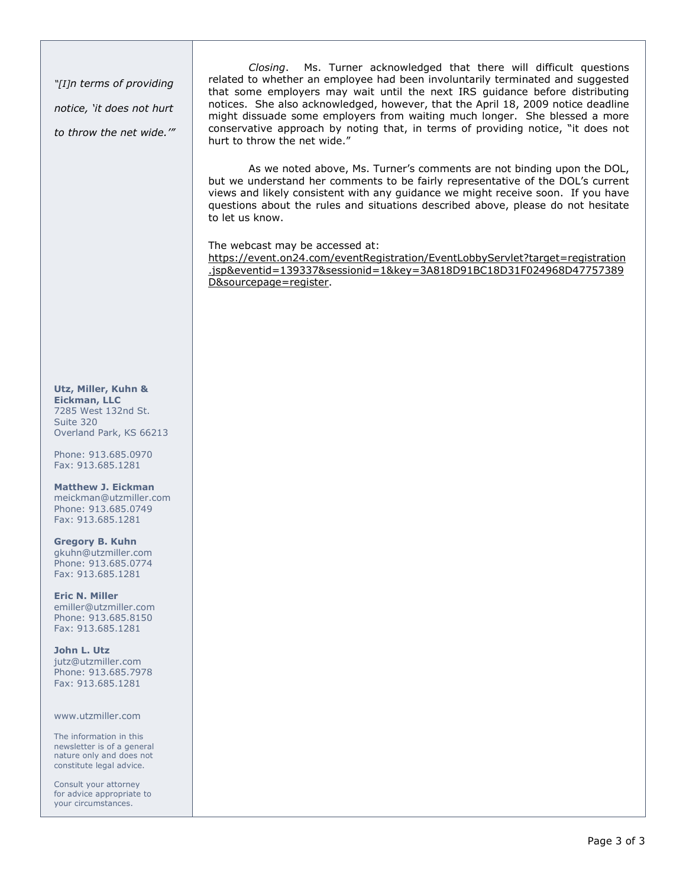*Closing*. Ms. Turner acknowledged that there will difficult questions related to whether an employee had been involuntarily terminated and suggested that some employers may wait until the next IRS guidance before distributing notices. She also acknowledged, however, that the April 18, 2009 notice deadline might dissuade some employers from waiting much longer. She blessed a more conservative approach by noting that, in terms of providing notice, "it does not hurt to throw the net wide."

As we noted above, Ms. Turner's comments are not binding upon the DOL, but we understand her comments to be fairly representative of the DOL's current views and likely consistent with any guidance we might receive soon. If you have questions about the rules and situations described above, please do not hesitate to let us know.

The webcast may be accessed at: https://event.on24.com/eventRegistration/EventLobbyServlet?target=registration.jsp&eventid=139337&sessionid=1&key=3A818D91BC18D31F024968D47757389D&sourcepage=register.

*"[I]n terms of providing notice, 'it does not hurt to throw the net wide.'"*

**Utz, Miller, Kuhn & Eickman, LLC**
7285 West 132nd St.
Suite 320
Overland Park, KS 66213

Phone: 913.685.0970
Fax: 913.685.1281

**Matthew J. Eickman**
meickman@utzmiller.com
Phone: 913.685.0749
Fax: 913.685.1281

**Gregory B. Kuhn**
gkuhn@utzmiller.com
Phone: 913.685.0774
Fax: 913.685.1281

**Eric N. Miller**
emiller@utzmiller.com
Phone: 913.685.8150
Fax: 913.685.1281

**John L. Utz**
jutz@utzmiller.com
Phone: 913.685.7978
Fax: 913.685.1281

www.utzmiller.com

The information in this newsletter is of a general nature only and does not constitute legal advice.

Consult your attorney for advice appropriate to your circumstances.